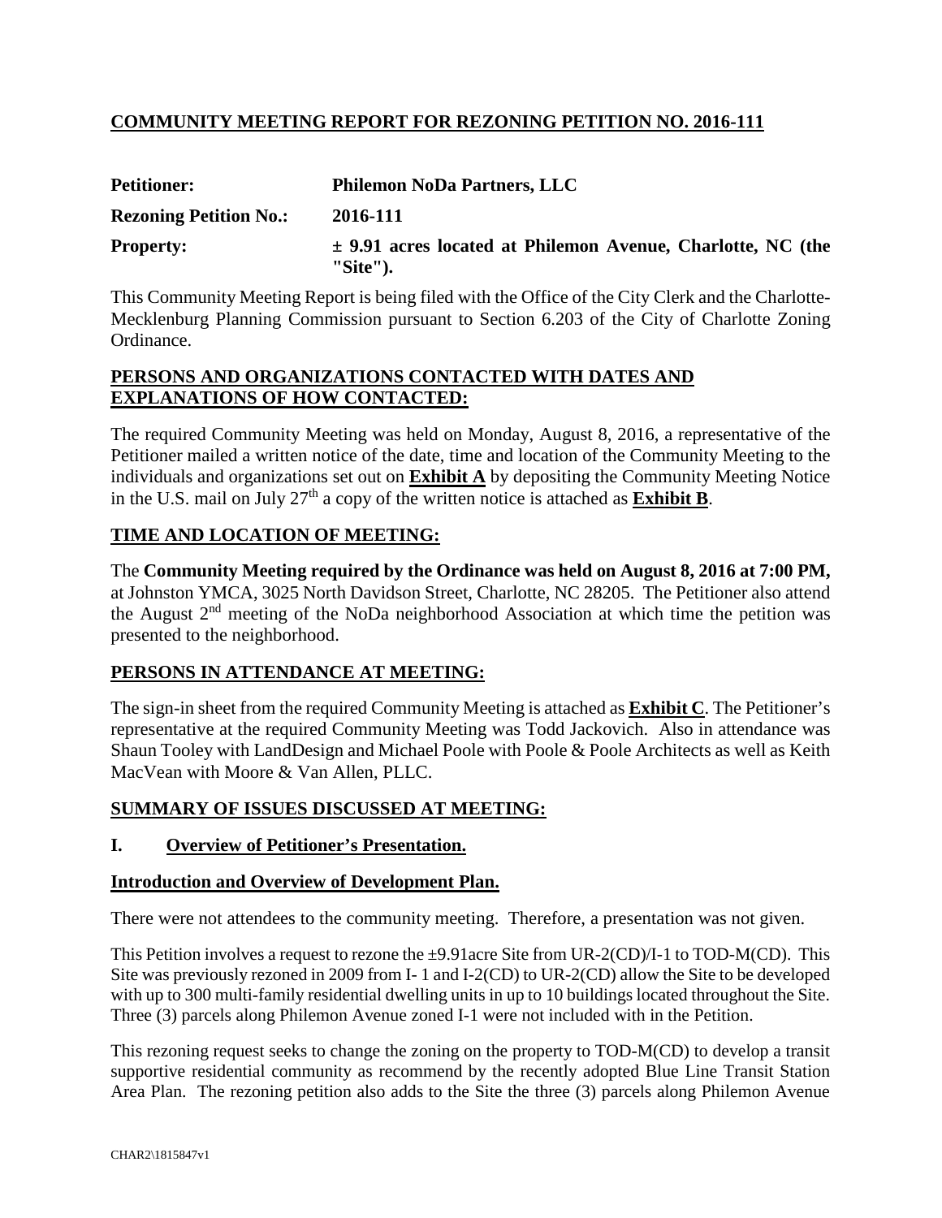# COMMUNITY MEETING REPORT FOR REZONING PETITION NO. 2016-111

**Petitioner:** **Philemon NoDa Partners, LLC**

**Rezoning Petition No.:** **2016-111**

**Property:** **± 9.91 acres located at Philemon Avenue, Charlotte, NC (the "Site").**

This Community Meeting Report is being filed with the Office of the City Clerk and the Charlotte-Mecklenburg Planning Commission pursuant to Section 6.203 of the City of Charlotte Zoning Ordinance.

## PERSONS AND ORGANIZATIONS CONTACTED WITH DATES AND EXPLANATIONS OF HOW CONTACTED:

The required Community Meeting was held on Monday, August 8, 2016, a representative of the Petitioner mailed a written notice of the date, time and location of the Community Meeting to the individuals and organizations set out on **Exhibit A** by depositing the Community Meeting Notice in the U.S. mail on July 27th a copy of the written notice is attached as **Exhibit B**.

## TIME AND LOCATION OF MEETING:

The **Community Meeting required by the Ordinance was held on August 8, 2016 at 7:00 PM,** at Johnston YMCA, 3025 North Davidson Street, Charlotte, NC 28205. The Petitioner also attend the August 2nd meeting of the NoDa neighborhood Association at which time the petition was presented to the neighborhood.

## PERSONS IN ATTENDANCE AT MEETING:

The sign-in sheet from the required Community Meeting is attached as **Exhibit C**. The Petitioner's representative at the required Community Meeting was Todd Jackovich. Also in attendance was Shaun Tooley with LandDesign and Michael Poole with Poole & Poole Architects as well as Keith MacVean with Moore & Van Allen, PLLC.

## SUMMARY OF ISSUES DISCUSSED AT MEETING:

### I. Overview of Petitioner's Presentation.

### Introduction and Overview of Development Plan.

There were not attendees to the community meeting. Therefore, a presentation was not given.

This Petition involves a request to rezone the ±9.91acre Site from UR-2(CD)/I-1 to TOD-M(CD). This Site was previously rezoned in 2009 from I- 1 and I-2(CD) to UR-2(CD) allow the Site to be developed with up to 300 multi-family residential dwelling units in up to 10 buildings located throughout the Site. Three (3) parcels along Philemon Avenue zoned I-1 were not included with in the Petition.

This rezoning request seeks to change the zoning on the property to TOD-M(CD) to develop a transit supportive residential community as recommend by the recently adopted Blue Line Transit Station Area Plan. The rezoning petition also adds to the Site the three (3) parcels along Philemon Avenue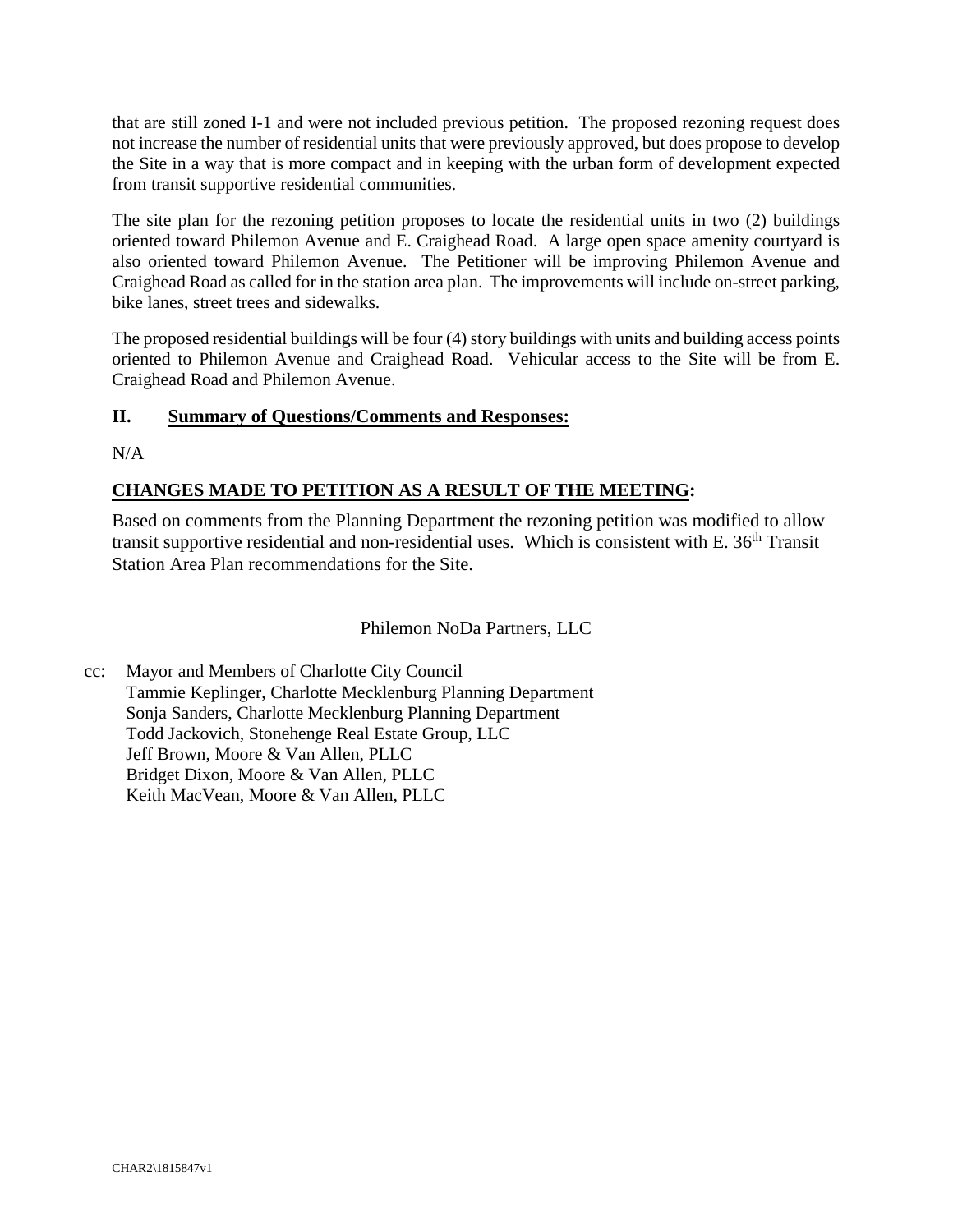that are still zoned I-1 and were not included previous petition. The proposed rezoning request does not increase the number of residential units that were previously approved, but does propose to develop the Site in a way that is more compact and in keeping with the urban form of development expected from transit supportive residential communities.

The site plan for the rezoning petition proposes to locate the residential units in two (2) buildings oriented toward Philemon Avenue and E. Craighead Road. A large open space amenity courtyard is also oriented toward Philemon Avenue. The Petitioner will be improving Philemon Avenue and Craighead Road as called for in the station area plan. The improvements will include on-street parking, bike lanes, street trees and sidewalks.

The proposed residential buildings will be four (4) story buildings with units and building access points oriented to Philemon Avenue and Craighead Road. Vehicular access to the Site will be from E. Craighead Road and Philemon Avenue.

## II. <u>Summary of Questions/Comments and Responses:</u>

N/A

## <u>CHANGES MADE TO PETITION AS A RESULT OF THE MEETING</u>:

Based on comments from the Planning Department the rezoning petition was modified to allow transit supportive residential and non-residential uses. Which is consistent with E. 36th Transit Station Area Plan recommendations for the Site.

Philemon NoDa Partners, LLC

cc: Mayor and Members of Charlotte City Council
Tammie Keplinger, Charlotte Mecklenburg Planning Department
Sonja Sanders, Charlotte Mecklenburg Planning Department
Todd Jackovich, Stonehenge Real Estate Group, LLC
Jeff Brown, Moore & Van Allen, PLLC
Bridget Dixon, Moore & Van Allen, PLLC
Keith MacVean, Moore & Van Allen, PLLC

CHAR2\1815847v1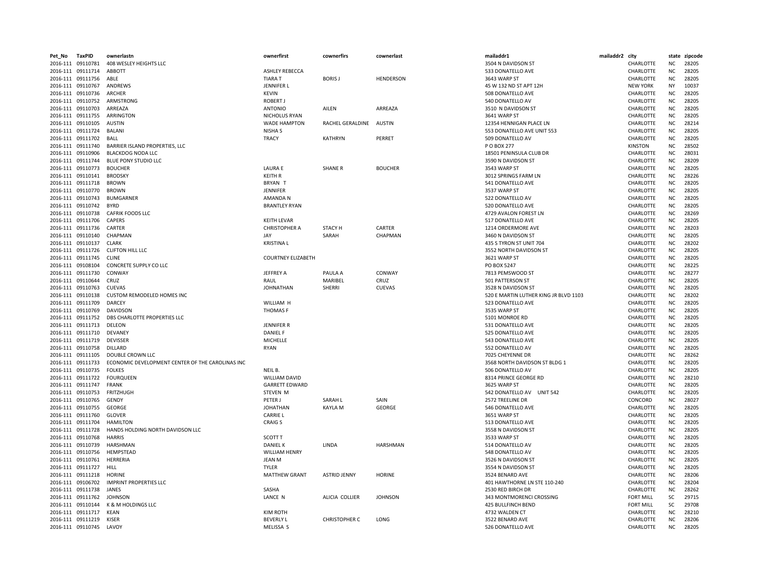| Pet_No | TaxPID | ownerlastn | ownerfirst | cownerfirs | cownerlast | mailaddr1 | mailaddr2 | city | state | zipcode |
|---|---|---|---|---|---|---|---|---|---|---|
| 2016-111 | 09110781 | 408 WESLEY HEIGHTS LLC | | | | 3504 N DAVIDSON ST | | CHARLOTTE | NC | 28205 |
| 2016-111 | 09111714 | ABBOTT | ASHLEY REBECCA | | | 533 DONATELLO AVE | | CHARLOTTE | NC | 28205 |
| 2016-111 | 09111756 | ABLE | TIARA T | BORIS J | HENDERSON | 3643 WARP ST | | CHARLOTTE | NC | 28205 |
| 2016-111 | 09110767 | ANDREWS | JENNIFER L | | | 45 W 132 ND ST APT 12H | | NEW YORK | NY | 10037 |
| 2016-111 | 09110736 | ARCHER | KEVIN | | | 508 DONATELLO AVE | | CHARLOTTE | NC | 28205 |
| 2016-111 | 09110752 | ARMSTRONG | ROBERT J | | | 540 DONATELLO AV | | CHARLOTTE | NC | 28205 |
| 2016-111 | 09110703 | ARREAZA | ANTONIO | AILEN | ARREAZA | 3510 N DAVIDSON ST | | CHARLOTTE | NC | 28205 |
| 2016-111 | 09111755 | ARRINGTON | NICHOLUS RYAN | | | 3641 WARP ST | | CHARLOTTE | NC | 28205 |
| 2016-111 | 09110105 | AUSTIN | WADE HAMPTON | RACHEL GERALDINE | AUSTIN | 12354 HENNIGAN PLACE LN | | CHARLOTTE | NC | 28214 |
| 2016-111 | 09111724 | BALANI | NISHA S | | | 553 DONATELLO AVE UNIT 553 | | CHARLOTTE | NC | 28205 |
| 2016-111 | 09111702 | BALL | TRACY | KATHRYN | PERRET | 509 DONATELLO AV | | CHARLOTTE | NC | 28205 |
| 2016-111 | 09111740 | BARRIER ISLAND PROPERTIES, LLC | | | | P O BOX 277 | | KINSTON | NC | 28502 |
| 2016-111 | 09110906 | BLACKDOG NODA LLC | | | | 18501 PENINSULA CLUB DR | | CHARLOTTE | NC | 28031 |
| 2016-111 | 09111744 | BLUE PONY STUDIO LLC | | | | 3590 N DAVIDSON ST | | CHARLOTTE | NC | 28209 |
| 2016-111 | 09110773 | BOUCHER | LAURA E | SHANE R | BOUCHER | 3543 WARP ST | | CHARLOTTE | NC | 28205 |
| 2016-111 | 09110141 | BRODSKY | KEITH R | | | 3012 SPRINGS FARM LN | | CHARLOTTE | NC | 28226 |
| 2016-111 | 09111718 | BROWN | BRYAN T | | | 541 DONATELLO AVE | | CHARLOTTE | NC | 28205 |
| 2016-111 | 09110770 | BROWN | JENNIFER | | | 3537 WARP ST | | CHARLOTTE | NC | 28205 |
| 2016-111 | 09110743 | BUMGARNER | AMANDA N | | | 522 DONATELLO AV | | CHARLOTTE | NC | 28205 |
| 2016-111 | 09110742 | BYRD | BRANTLEY RYAN | | | 520 DONATELLO AVE | | CHARLOTTE | NC | 28205 |
| 2016-111 | 09110738 | CAFRIK FOODS LLC | | | | 4729 AVALON FOREST LN | | CHARLOTTE | NC | 28269 |
| 2016-111 | 09111706 | CAPERS | KEITH LEVAR | | | 517 DONATELLO AVE | | CHARLOTTE | NC | 28205 |
| 2016-111 | 09111736 | CARTER | CHRISTOPHER A | STACY H | CARTER | 1214 ORDERMORE AVE | | CHARLOTTE | NC | 28203 |
| 2016-111 | 09110140 | CHAPMAN | JAY | SARAH | CHAPMAN | 3460 N DAVIDSON ST | | CHARLOTTE | NC | 28205 |
| 2016-111 | 09110137 | CLARK | KRISTINA L | | | 435 S TYRON ST UNIT 704 | | CHARLOTTE | NC | 28202 |
| 2016-111 | 09111726 | CLIFTON HILL LLC | | | | 3552 NORTH DAVIDSON ST | | CHARLOTTE | NC | 28205 |
| 2016-111 | 09111745 | CLINE | COURTNEY ELIZABETH | | | 3621 WARP ST | | CHARLOTTE | NC | 28205 |
| 2016-111 | 09108104 | CONCRETE SUPPLY CO LLC | | | | PO BOX 5247 | | CHARLOTTE | NC | 28225 |
| 2016-111 | 09111730 | CONWAY | JEFFREY A | PAULA A | CONWAY | 7813 PEMSWOOD ST | | CHARLOTTE | NC | 28277 |
| 2016-111 | 09110644 | CRUZ | RAUL | MARIBEL | CRUZ | 501 PATTERSON ST | | CHARLOTTE | NC | 28205 |
| 2016-111 | 09110763 | CUEVAS | JOHNATHAN | SHERRI | CUEVAS | 3528 N DAVIDSON ST | | CHARLOTTE | NC | 28205 |
| 2016-111 | 09110138 | CUSTOM REMODELED HOMES INC | | | | 520 E MARTIN LUTHER KING JR BLVD 1103 | | CHARLOTTE | NC | 28202 |
| 2016-111 | 09111709 | DARCEY | WILLIAM H | | | 523 DONATELLO AVE | | CHARLOTTE | NC | 28205 |
| 2016-111 | 09110769 | DAVIDSON | THOMAS F | | | 3535 WARP ST | | CHARLOTTE | NC | 28205 |
| 2016-111 | 09111752 | DBS CHARLOTTE PROPERTIES LLC | | | | 5101 MONROE RD | | CHARLOTTE | NC | 28205 |
| 2016-111 | 09111713 | DELEON | JENNIFER R | | | 531 DONATELLO AVE | | CHARLOTTE | NC | 28205 |
| 2016-111 | 09111710 | DEVANEY | DANIEL F | | | 525 DONATELLO AVE | | CHARLOTTE | NC | 28205 |
| 2016-111 | 09111719 | DEVISSER | MICHELLE | | | 543 DONATELLO AVE | | CHARLOTTE | NC | 28205 |
| 2016-111 | 09110758 | DILLARD | RYAN | | | 552 DONATELLO AV | | CHARLOTTE | NC | 28205 |
| 2016-111 | 09111105 | DOUBLE CROWN LLC | | | | 7025 CHEYENNE DR | | CHARLOTTE | NC | 28262 |
| 2016-111 | 09111733 | ECONOMIC DEVELOPMENT CENTER OF THE CAROLINAS INC | | | | 3568 NORTH DAVIDSON ST BLDG 1 | | CHARLOTTE | NC | 28205 |
| 2016-111 | 09110735 | FOLKES | NEIL B. | | | 506 DONATELLO AV | | CHARLOTTE | NC | 28205 |
| 2016-111 | 09111722 | FOURQUEEN | WILLIAM DAVID | | | 8314 PRINCE GEORGE RD | | CHARLOTTE | NC | 28210 |
| 2016-111 | 09111747 | FRANK | GARRETT EDWARD | | | 3625 WARP ST | | CHARLOTTE | NC | 28205 |
| 2016-111 | 09110753 | FRITZHUGH | STEVEN M | | | 542 DONATELLO AV UNIT 542 | | CHARLOTTE | NC | 28205 |
| 2016-111 | 09110765 | GENDY | PETER J | SARAH L | SAIN | 2572 TREELINE DR | | CONCORD | NC | 28027 |
| 2016-111 | 09110755 | GEORGE | JOHATHAN | KAYLA M | GEORGE | 546 DONATELLO AVE | | CHARLOTTE | NC | 28205 |
| 2016-111 | 09111760 | GLOVER | CARRIE L | | | 3651 WARP ST | | CHARLOTTE | NC | 28205 |
| 2016-111 | 09111704 | HAMILTON | CRAIG S | | | 513 DONATELLO AVE | | CHARLOTTE | NC | 28205 |
| 2016-111 | 09111728 | HANDS HOLDING NORTH DAVIDSON LLC | | | | 3558 N DAVIDSON ST | | CHARLOTTE | NC | 28205 |
| 2016-111 | 09110768 | HARRIS | SCOTT T | | | 3533 WARP ST | | CHARLOTTE | NC | 28205 |
| 2016-111 | 09110739 | HARSHMAN | DANIEL K | LINDA | HARSHMAN | 514 DONATELLO AV | | CHARLOTTE | NC | 28205 |
| 2016-111 | 09110756 | HEMPSTEAD | WILLIAM HENRY | | | 548 DONATELLO AV | | CHARLOTTE | NC | 28205 |
| 2016-111 | 09110761 | HERRERIA | JEAN M | | | 3526 N DAVIDSON ST | | CHARLOTTE | NC | 28205 |
| 2016-111 | 09111727 | HILL | TYLER | | | 3554 N DAVIDSON ST | | CHARLOTTE | NC | 28205 |
| 2016-111 | 09111218 | HORINE | MATTHEW GRANT | ASTRID JENNY | HORINE | 3524 BENARD AVE | | CHARLOTTE | NC | 28206 |
| 2016-111 | 09106702 | IMPRINT PROPERTIES LLC | | | | 401 HAWTHORNE LN STE 110-240 | | CHARLOTTE | NC | 28204 |
| 2016-111 | 09111738 | JANES | SASHA | | | 2530 RED BIRCH DR | | CHARLOTTE | NC | 28262 |
| 2016-111 | 09111762 | JOHNSON | LANCE N | ALICIA COLLIER | JOHNSON | 343 MONTMORENCI CROSSING | | FORT MILL | SC | 29715 |
| 2016-111 | 09110144 | K & M HOLDINGS LLC | | | | 425 BULLFINCH BEND | | FORT MILL | SC | 29708 |
| 2016-111 | 09111717 | KEAN | KIM ROTH | | | 4732 WALDEN CT | | CHARLOTTE | NC | 28210 |
| 2016-111 | 09111219 | KISER | BEVERLY L | CHRISTOPHER C | LONG | 3522 BENARD AVE | | CHARLOTTE | NC | 28206 |
| 2016-111 | 09110745 | LAVOY | MELISSA S | | | 526 DONATELLO AVE | | CHARLOTTE | NC | 28205 |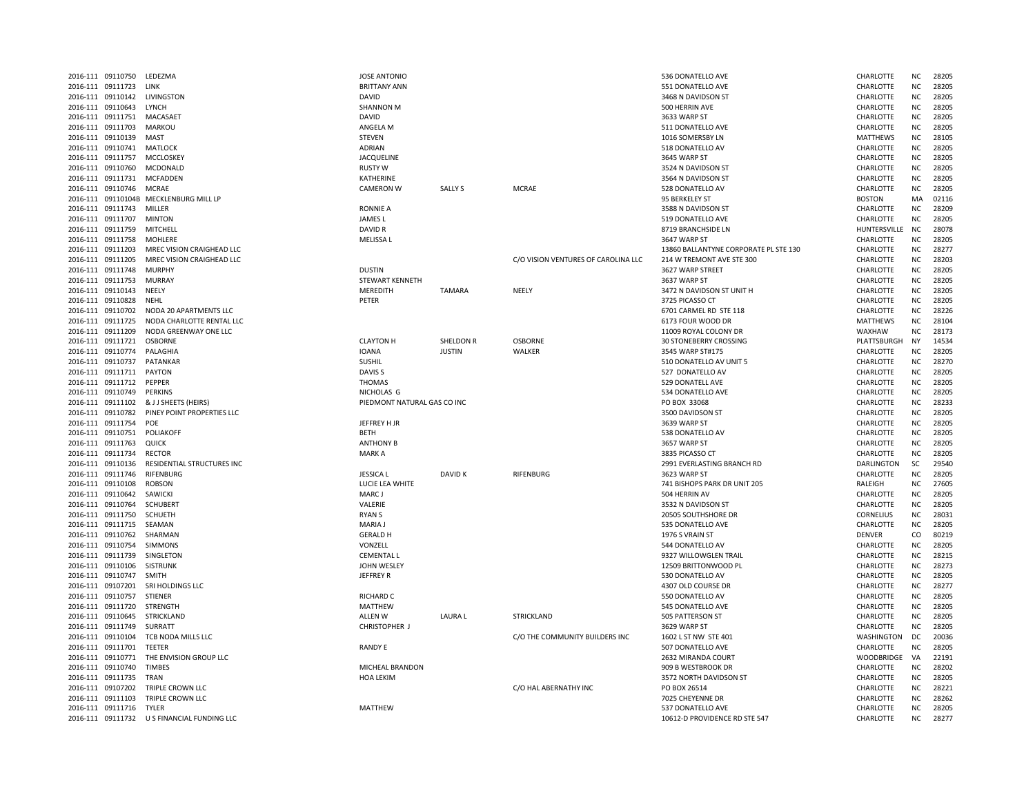| | | | | | | | | | | |
|---|---|---|---|---|---|---|---|---|---|---|
| 2016-111 | 09110750 | LEDEZMA | JOSE ANTONIO | | | 536 DONATELLO AVE | CHARLOTTE | NC | 28205 |
| 2016-111 | 09111723 | LINK | BRITTANY ANN | | | 551 DONATELLO AVE | CHARLOTTE | NC | 28205 |
| 2016-111 | 09110142 | LIVINGSTON | DAVID | | | 3468 N DAVIDSON ST | CHARLOTTE | NC | 28205 |
| 2016-111 | 09110643 | LYNCH | SHANNON M | | | 500 HERRIN AVE | CHARLOTTE | NC | 28205 |
| 2016-111 | 09111751 | MACASAET | DAVID | | | 3633 WARP ST | CHARLOTTE | NC | 28205 |
| 2016-111 | 09111703 | MARKOU | ANGELA M | | | 511 DONATELLO AVE | CHARLOTTE | NC | 28205 |
| 2016-111 | 09110139 | MAST | STEVEN | | | 1016 SOMERSBY LN | MATTHEWS | NC | 28105 |
| 2016-111 | 09110741 | MATLOCK | ADRIAN | | | 518 DONATELLO AV | CHARLOTTE | NC | 28205 |
| 2016-111 | 09111757 | MCCLOSKEY | JACQUELINE | | | 3645 WARP ST | CHARLOTTE | NC | 28205 |
| 2016-111 | 09110760 | MCDONALD | RUSTY W | | | 3524 N DAVIDSON ST | CHARLOTTE | NC | 28205 |
| 2016-111 | 09111731 | MCFADDEN | KATHERINE | | | 3564 N DAVIDSON ST | CHARLOTTE | NC | 28205 |
| 2016-111 | 09110746 | MCRAE | CAMERON W | SALLY S | MCRAE | 528 DONATELLO AV | CHARLOTTE | NC | 28205 |
| 2016-111 | 09110104B | MECKLENBURG MILL LP | | | | 95 BERKELEY ST | BOSTON | MA | 02116 |
| 2016-111 | 09111743 | MILLER | RONNIE A | | | 3588 N DAVIDSON ST | CHARLOTTE | NC | 28209 |
| 2016-111 | 09111707 | MINTON | JAMES L | | | 519 DONATELLO AVE | CHARLOTTE | NC | 28205 |
| 2016-111 | 09111759 | MITCHELL | DAVID R | | | 8719 BRANCHSIDE LN | HUNTERSVILLE | NC | 28078 |
| 2016-111 | 09111758 | MOHLERE | MELISSA L | | | 3647 WARP ST | CHARLOTTE | NC | 28205 |
| 2016-111 | 09111203 | MREC VISION CRAIGHEAD LLC | | | | 13860 BALLANTYNE CORPORATE PL STE 130 | CHARLOTTE | NC | 28277 |
| 2016-111 | 09111205 | MREC VISION CRAIGHEAD LLC | | | C/O VISION VENTURES OF CAROLINA LLC | 214 W TREMONT AVE STE 300 | CHARLOTTE | NC | 28203 |
| 2016-111 | 09111748 | MURPHY | DUSTIN | | | 3627 WARP STREET | CHARLOTTE | NC | 28205 |
| 2016-111 | 09111753 | MURRAY | STEWART KENNETH | | | 3637 WARP ST | CHARLOTTE | NC | 28205 |
| 2016-111 | 09110143 | NEELY | MEREDITH | TAMARA | NEELY | 3472 N DAVIDSON ST UNIT H | CHARLOTTE | NC | 28205 |
| 2016-111 | 09110828 | NEHL | PETER | | | 3725 PICASSO CT | CHARLOTTE | NC | 28205 |
| 2016-111 | 09110702 | NODA 20 APARTMENTS LLC | | | | 6701 CARMEL RD STE 118 | CHARLOTTE | NC | 28226 |
| 2016-111 | 09111725 | NODA CHARLOTTE RENTAL LLC | | | | 6173 FOUR WOOD DR | MATTHEWS | NC | 28104 |
| 2016-111 | 09111209 | NODA GREENWAY ONE LLC | | | | 11009 ROYAL COLONY DR | WAXHAW | NC | 28173 |
| 2016-111 | 09111721 | OSBORNE | CLAYTON H | SHELDON R | OSBORNE | 30 STONEBERRY CROSSING | PLATTSBURGH | NY | 14534 |
| 2016-111 | 09110774 | PALAGHIA | IOANA | JUSTIN | WALKER | 3545 WARP ST#175 | CHARLOTTE | NC | 28205 |
| 2016-111 | 09110737 | PATANKAR | SUSHIL | | | 510 DONATELLO AV UNIT 5 | CHARLOTTE | NC | 28270 |
| 2016-111 | 09111711 | PAYTON | DAVIS S | | | 527 DONATELLO AV | CHARLOTTE | NC | 28205 |
| 2016-111 | 09111712 | PEPPER | THOMAS | | | 529 DONATELL AVE | CHARLOTTE | NC | 28205 |
| 2016-111 | 09110749 | PERKINS | NICHOLAS G | | | 534 DONATELLO AVE | CHARLOTTE | NC | 28205 |
| 2016-111 | 09111102 | & J J SHEETS (HEIRS) | PIEDMONT NATURAL GAS CO INC | | | PO BOX 33068 | CHARLOTTE | NC | 28233 |
| 2016-111 | 09110782 | PINEY POINT PROPERTIES LLC | | | | 3500 DAVIDSON ST | CHARLOTTE | NC | 28205 |
| 2016-111 | 09111754 | POE | JEFFREY H JR | | | 3639 WARP ST | CHARLOTTE | NC | 28205 |
| 2016-111 | 09110751 | POLIAKOFF | BETH | | | 538 DONATELLO AV | CHARLOTTE | NC | 28205 |
| 2016-111 | 09111763 | QUICK | ANTHONY B | | | 3657 WARP ST | CHARLOTTE | NC | 28205 |
| 2016-111 | 09111734 | RECTOR | MARK A | | | 3835 PICASSO CT | CHARLOTTE | NC | 28205 |
| 2016-111 | 09110136 | RESIDENTIAL STRUCTURES INC | | | | 2991 EVERLASTING BRANCH RD | DARLINGTON | SC | 29540 |
| 2016-111 | 09111746 | RIFENBURG | JESSICA L | DAVID K | RIFENBURG | 3623 WARP ST | CHARLOTTE | NC | 28205 |
| 2016-111 | 09110108 | ROBSON | LUCIE LEA WHITE | | | 741 BISHOPS PARK DR UNIT 205 | RALEIGH | NC | 27605 |
| 2016-111 | 09110642 | SAWICKI | MARC J | | | 504 HERRIN AV | CHARLOTTE | NC | 28205 |
| 2016-111 | 09110764 | SCHUBERT | VALERIE | | | 3532 N DAVIDSON ST | CHARLOTTE | NC | 28205 |
| 2016-111 | 09111750 | SCHUETH | RYAN S | | | 20505 SOUTHSHORE DR | CORNELIUS | NC | 28031 |
| 2016-111 | 09111715 | SEAMAN | MARIA J | | | 535 DONATELLO AVE | CHARLOTTE | NC | 28205 |
| 2016-111 | 09110762 | SHARMAN | GERALD H | | | 1976 S VRAIN ST | DENVER | CO | 80219 |
| 2016-111 | 09110754 | SIMMONS | VONZELL | | | 544 DONATELLO AV | CHARLOTTE | NC | 28205 |
| 2016-111 | 09111739 | SINGLETON | CEMENTAL L | | | 9327 WILLOWGLEN TRAIL | CHARLOTTE | NC | 28215 |
| 2016-111 | 09110106 | SISTRUNK | JOHN WESLEY | | | 12509 BRITTONWOOD PL | CHARLOTTE | NC | 28273 |
| 2016-111 | 09110747 | SMITH | JEFFREY R | | | 530 DONATELLO AV | CHARLOTTE | NC | 28205 |
| 2016-111 | 09107201 | SRI HOLDINGS LLC | | | | 4307 OLD COURSE DR | CHARLOTTE | NC | 28277 |
| 2016-111 | 09110757 | STIENER | RICHARD C | | | 550 DONATELLO AV | CHARLOTTE | NC | 28205 |
| 2016-111 | 09111720 | STRENGTH | MATTHEW | | | 545 DONATELLO AVE | CHARLOTTE | NC | 28205 |
| 2016-111 | 09110645 | STRICKLAND | ALLEN W | LAURA L | STRICKLAND | 505 PATTERSON ST | CHARLOTTE | NC | 28205 |
| 2016-111 | 09111749 | SURRATT | CHRISTOPHER J | | | 3629 WARP ST | CHARLOTTE | NC | 28205 |
| 2016-111 | 09110104 | TCB NODA MILLS LLC | | | C/O THE COMMUNITY BUILDERS INC | 1602 L ST NW STE 401 | WASHINGTON | DC | 20036 |
| 2016-111 | 09111701 | TEETER | RANDY E | | | 507 DONATELLO AVE | CHARLOTTE | NC | 28205 |
| 2016-111 | 09110771 | THE ENVISION GROUP LLC | | | | 2632 MIRANDA COURT | WOODBRIDGE | VA | 22191 |
| 2016-111 | 09110740 | TIMBES | MICHEAL BRANDON | | | 909 B WESTBROOK DR | CHARLOTTE | NC | 28202 |
| 2016-111 | 09111735 | TRAN | HOA LEKIM | | | 3572 NORTH DAVIDSON ST | CHARLOTTE | NC | 28205 |
| 2016-111 | 09107202 | TRIPLE CROWN LLC | | | C/O HAL ABERNATHY INC | PO BOX 26514 | CHARLOTTE | NC | 28221 |
| 2016-111 | 09111103 | TRIPLE CROWN LLC | | | | 7025 CHEYENNE DR | CHARLOTTE | NC | 28262 |
| 2016-111 | 09111716 | TYLER | MATTHEW | | | 537 DONATELLO AVE | CHARLOTTE | NC | 28205 |
| 2016-111 | 09111732 | U S FINANCIAL FUNDING LLC | | | | 10612-D PROVIDENCE RD STE 547 | CHARLOTTE | NC | 28277 |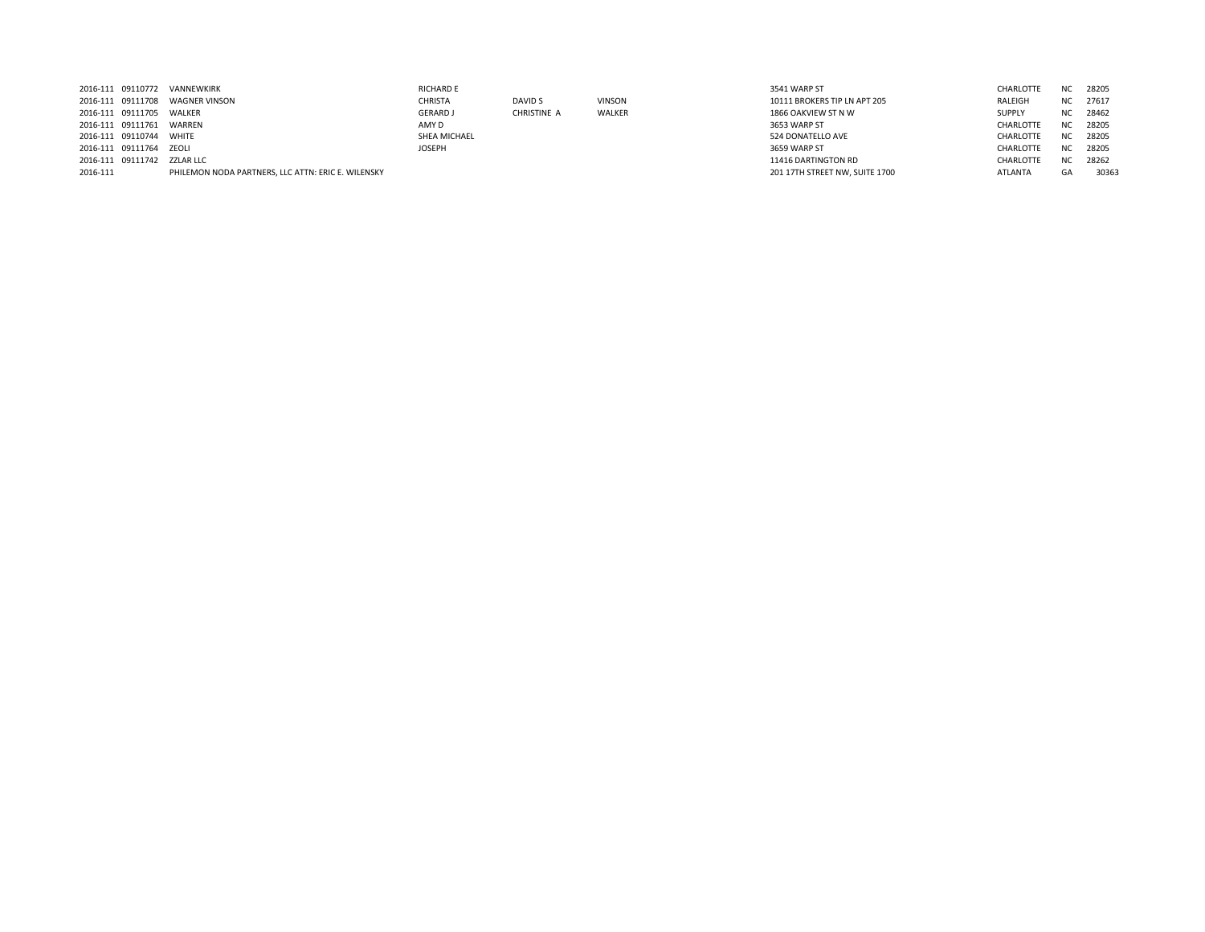| | | | | | | | | | | |
|---|---|---|---|---|---|---|---|---|---|---|
| 2016-111 | 09110772 | VANNEWKIRK | RICHARD E | | | 3541 WARP ST | CHARLOTTE | NC | 28205 |
| 2016-111 | 09111708 | WAGNER VINSON | CHRISTA | DAVID S | VINSON | 10111 BROKERS TIP LN APT 205 | RALEIGH | NC | 27617 |
| 2016-111 | 09111705 | WALKER | GERARD J | CHRISTINE A | WALKER | 1866 OAKVIEW ST N W | SUPPLY | NC | 28462 |
| 2016-111 | 09111761 | WARREN | AMY D | | | 3653 WARP ST | CHARLOTTE | NC | 28205 |
| 2016-111 | 09110744 | WHITE | SHEA MICHAEL | | | 524 DONATELLO AVE | CHARLOTTE | NC | 28205 |
| 2016-111 | 09111764 | ZEOLI | JOSEPH | | | 3659 WARP ST | CHARLOTTE | NC | 28205 |
| 2016-111 | 09111742 | ZZLAR LLC | | | | 11416 DARTINGTON RD | CHARLOTTE | NC | 28262 |
| 2016-111 | | PHILEMON NODA PARTNERS, LLC ATTN: ERIC E. WILENSKY | | | | 201 17TH STREET NW, SUITE 1700 | ATLANTA | GA | 30363 |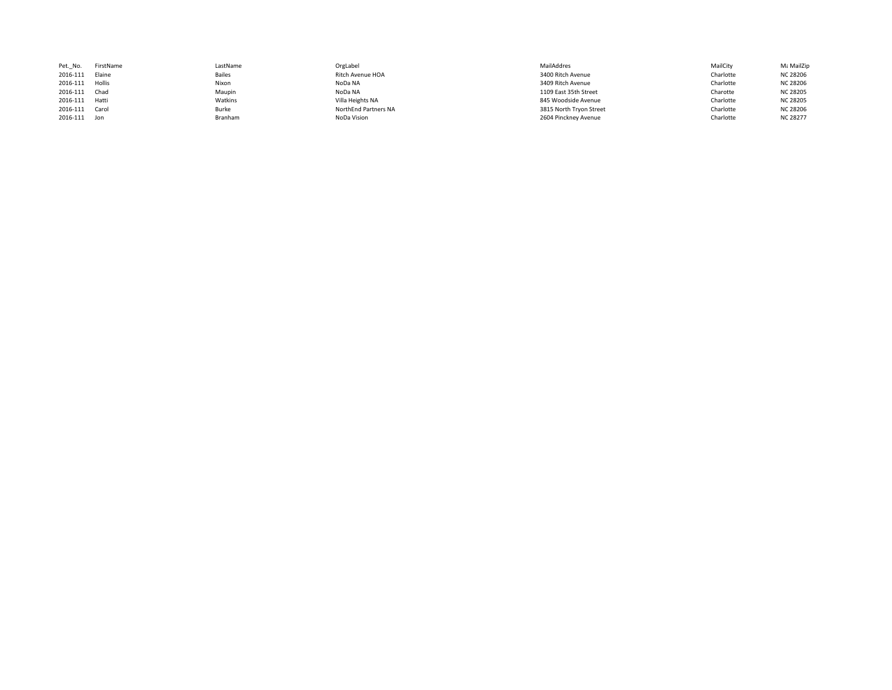| Pet._No. | FirstName | LastName | OrgLabel | MailAddres | MailCity | Ma MailZip |
|---|---|---|---|---|---|---|
| 2016-111 | Elaine | Bailes | Ritch Avenue HOA | 3400 Ritch Avenue | Charlotte | NC 28206 |
| 2016-111 | Hollis | Nixon | NoDa NA | 3409 Ritch Avenue | Charlotte | NC 28206 |
| 2016-111 | Chad | Maupin | NoDa NA | 1109 East 35th Street | Charotte | NC 28205 |
| 2016-111 | Hatti | Watkins | Villa Heights NA | 845 Woodside Avenue | Charlotte | NC 28205 |
| 2016-111 | Carol | Burke | NorthEnd Partners NA | 3815 North Tryon Street | Charlotte | NC 28206 |
| 2016-111 | Jon | Branham | NoDa Vision | 2604 Pinckney Avenue | Charlotte | NC 28277 |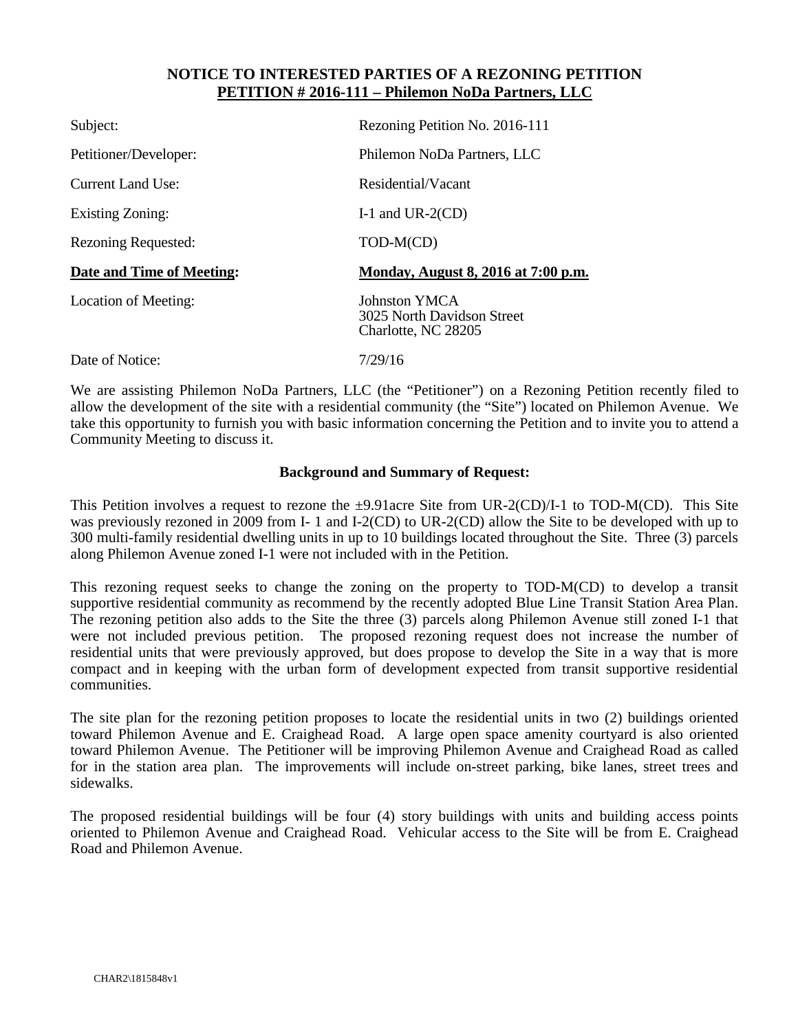**NOTICE TO INTERESTED PARTIES OF A REZONING PETITION**
**PETITION # 2016-111 – Philemon NoDa Partners, LLC**

| | |
|---|---|
| Subject: | Rezoning Petition No. 2016-111 |
| Petitioner/Developer: | Philemon NoDa Partners, LLC |
| Current Land Use: | Residential/Vacant |
| Existing Zoning: | I-1 and UR-2(CD) |
| Rezoning Requested: | TOD-M(CD) |
| **Date and Time of Meeting:** | **Monday, August 8, 2016 at 7:00 p.m.** |
| Location of Meeting: | Johnston YMCA<br>3025 North Davidson Street<br>Charlotte, NC 28205 |
| Date of Notice: | 7/29/16 |

We are assisting Philemon NoDa Partners, LLC (the "Petitioner") on a Rezoning Petition recently filed to allow the development of the site with a residential community (the "Site") located on Philemon Avenue. We take this opportunity to furnish you with basic information concerning the Petition and to invite you to attend a Community Meeting to discuss it.

**Background and Summary of Request:**

This Petition involves a request to rezone the ±9.91acre Site from UR-2(CD)/I-1 to TOD-M(CD). This Site was previously rezoned in 2009 from I- 1 and I-2(CD) to UR-2(CD) allow the Site to be developed with up to 300 multi-family residential dwelling units in up to 10 buildings located throughout the Site. Three (3) parcels along Philemon Avenue zoned I-1 were not included with in the Petition.

This rezoning request seeks to change the zoning on the property to TOD-M(CD) to develop a transit supportive residential community as recommend by the recently adopted Blue Line Transit Station Area Plan. The rezoning petition also adds to the Site the three (3) parcels along Philemon Avenue still zoned I-1 that were not included previous petition. The proposed rezoning request does not increase the number of residential units that were previously approved, but does propose to develop the Site in a way that is more compact and in keeping with the urban form of development expected from transit supportive residential communities.

The site plan for the rezoning petition proposes to locate the residential units in two (2) buildings oriented toward Philemon Avenue and E. Craighead Road. A large open space amenity courtyard is also oriented toward Philemon Avenue. The Petitioner will be improving Philemon Avenue and Craighead Road as called for in the station area plan. The improvements will include on-street parking, bike lanes, street trees and sidewalks.

The proposed residential buildings will be four (4) story buildings with units and building access points oriented to Philemon Avenue and Craighead Road. Vehicular access to the Site will be from E. Craighead Road and Philemon Avenue.

CHAR2\1815848v1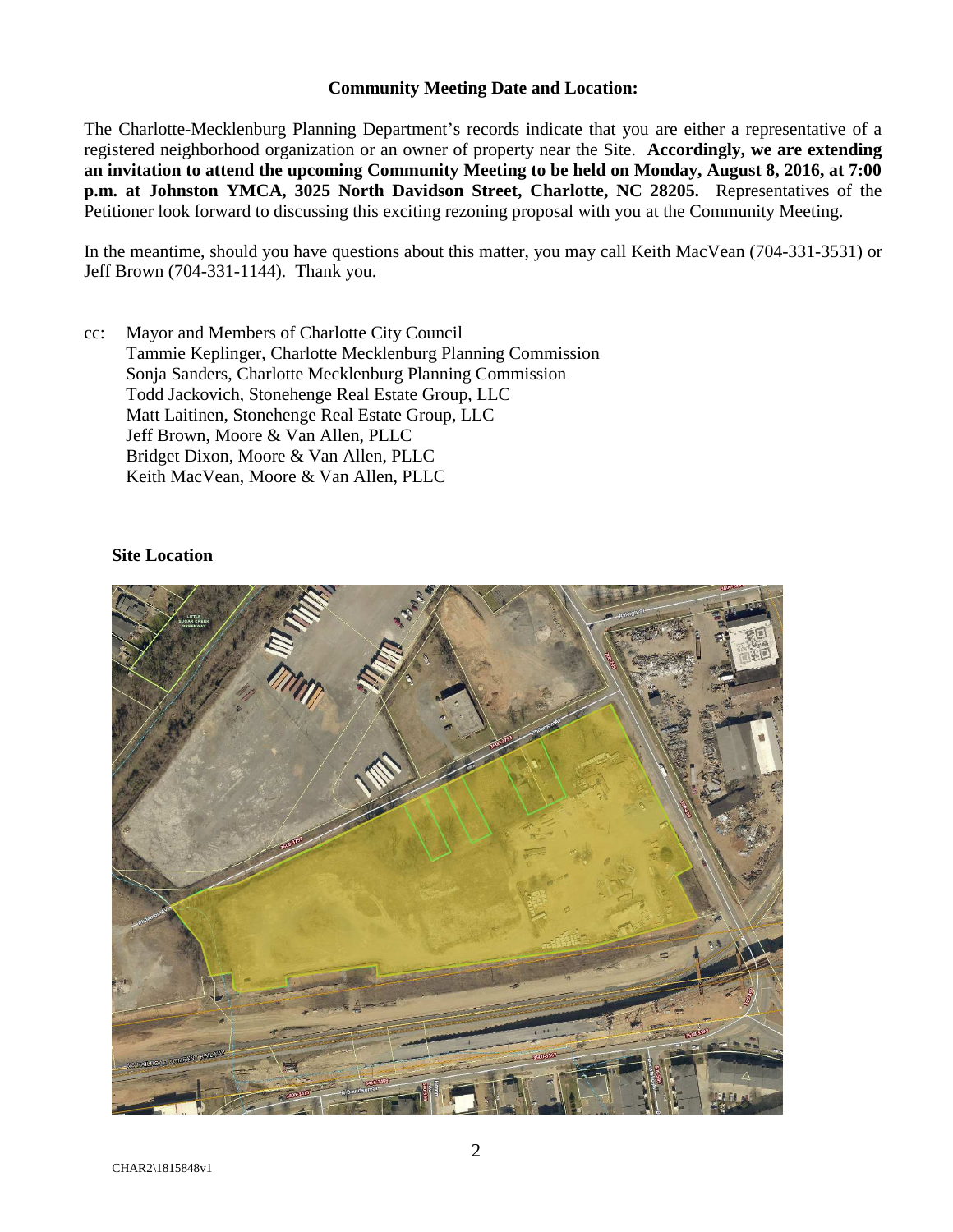**Community Meeting Date and Location:**

The Charlotte-Mecklenburg Planning Department's records indicate that you are either a representative of a registered neighborhood organization or an owner of property near the Site. **Accordingly, we are extending an invitation to attend the upcoming Community Meeting to be held on Monday, August 8, 2016, at 7:00 p.m. at Johnston YMCA, 3025 North Davidson Street, Charlotte, NC 28205.** Representatives of the Petitioner look forward to discussing this exciting rezoning proposal with you at the Community Meeting.

In the meantime, should you have questions about this matter, you may call Keith MacVean (704-331-3531) or Jeff Brown (704-331-1144). Thank you.

cc: Mayor and Members of Charlotte City Council
Tammie Keplinger, Charlotte Mecklenburg Planning Commission
Sonja Sanders, Charlotte Mecklenburg Planning Commission
Todd Jackovich, Stonehenge Real Estate Group, LLC
Matt Laitinen, Stonehenge Real Estate Group, LLC
Jeff Brown, Moore & Van Allen, PLLC
Bridget Dixon, Moore & Van Allen, PLLC
Keith MacVean, Moore & Van Allen, PLLC

**Site Location**

CHAR2\1815848v1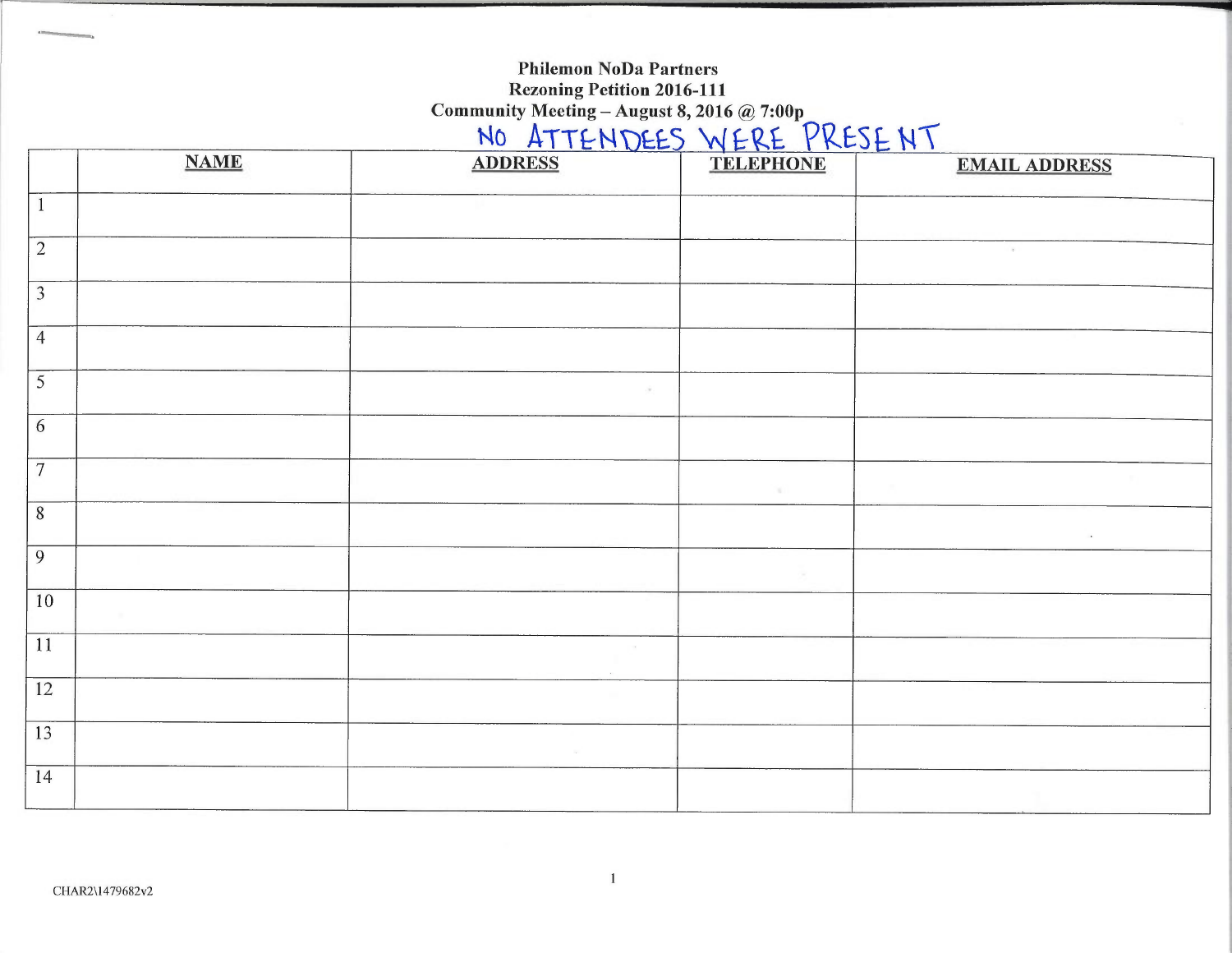**Philemon NoDa Partners**
**Rezoning Petition 2016-111**
**Community Meeting – August 8, 2016 @ 7:00p**

NO ATTENDEES WERE PRESENT

| | NAME | ADDRESS | TELEPHONE | EMAIL ADDRESS |
|---|---|---|---|---|
| 1 | | | | |
| 2 | | | | |
| 3 | | | | |
| 4 | | | | |
| 5 | | | | |
| 6 | | | | |
| 7 | | | | |
| 8 | | | | |
| 9 | | | | |
| 10 | | | | |
| 11 | | | | |
| 12 | | | | |
| 13 | | | | |
| 14 | | | | |

CHAR2\1479682v2